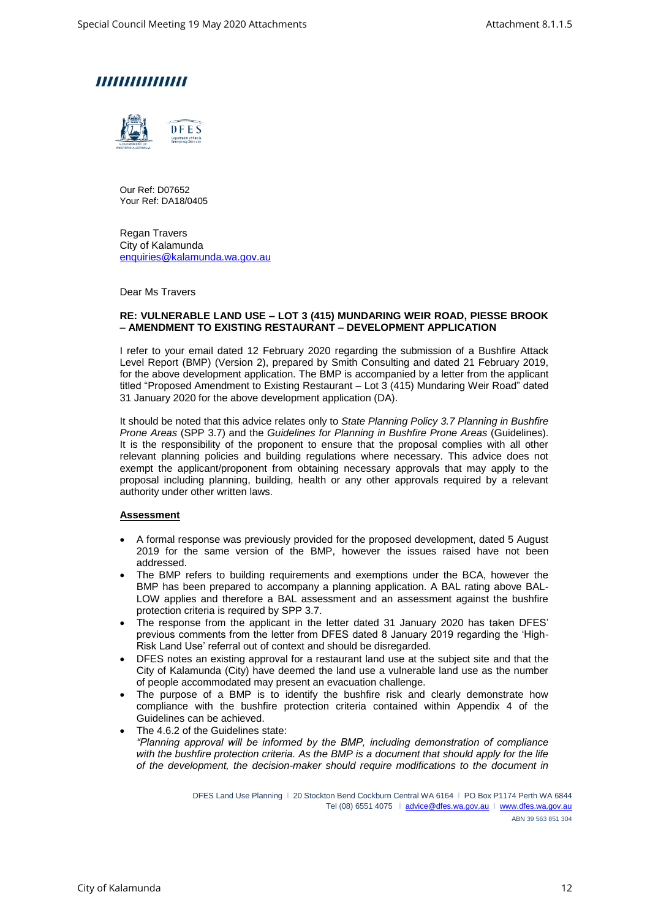Our Ref: D07652
Your Ref: DA18/0405

Regan Travers
City of Kalamunda
enquiries@kalamunda.wa.gov.au

Dear Ms Travers

**RE: VULNERABLE LAND USE – LOT 3 (415) MUNDARING WEIR ROAD, PIESSE BROOK – AMENDMENT TO EXISTING RESTAURANT – DEVELOPMENT APPLICATION**

I refer to your email dated 12 February 2020 regarding the submission of a Bushfire Attack Level Report (BMP) (Version 2), prepared by Smith Consulting and dated 21 February 2019, for the above development application. The BMP is accompanied by a letter from the applicant titled "Proposed Amendment to Existing Restaurant – Lot 3 (415) Mundaring Weir Road" dated 31 January 2020 for the above development application (DA).

It should be noted that this advice relates only to *State Planning Policy 3.7 Planning in Bushfire Prone Areas* (SPP 3.7) and the *Guidelines for Planning in Bushfire Prone Areas* (Guidelines). It is the responsibility of the proponent to ensure that the proposal complies with all other relevant planning policies and building regulations where necessary. This advice does not exempt the applicant/proponent from obtaining necessary approvals that may apply to the proposal including planning, building, health or any other approvals required by a relevant authority under other written laws.

**Assessment**

- A formal response was previously provided for the proposed development, dated 5 August 2019 for the same version of the BMP, however the issues raised have not been addressed.
- The BMP refers to building requirements and exemptions under the BCA, however the BMP has been prepared to accompany a planning application. A BAL rating above BAL-LOW applies and therefore a BAL assessment and an assessment against the bushfire protection criteria is required by SPP 3.7.
- The response from the applicant in the letter dated 31 January 2020 has taken DFES' previous comments from the letter from DFES dated 8 January 2019 regarding the 'High-Risk Land Use' referral out of context and should be disregarded.
- DFES notes an existing approval for a restaurant land use at the subject site and that the City of Kalamunda (City) have deemed the land use a vulnerable land use as the number of people accommodated may present an evacuation challenge.
- The purpose of a BMP is to identify the bushfire risk and clearly demonstrate how compliance with the bushfire protection criteria contained within Appendix 4 of the Guidelines can be achieved.
- The 4.6.2 of the Guidelines state:
  *"Planning approval will be informed by the BMP, including demonstration of compliance with the bushfire protection criteria. As the BMP is a document that should apply for the life of the development, the decision-maker should require modifications to the document in*

DFES Land Use Planning | 20 Stockton Bend Cockburn Central WA 6164 | PO Box P1174 Perth WA 6844
Tel (08) 6551 4075 | advice@dfes.wa.gov.au | www.dfes.wa.gov.au
ABN 39 563 851 304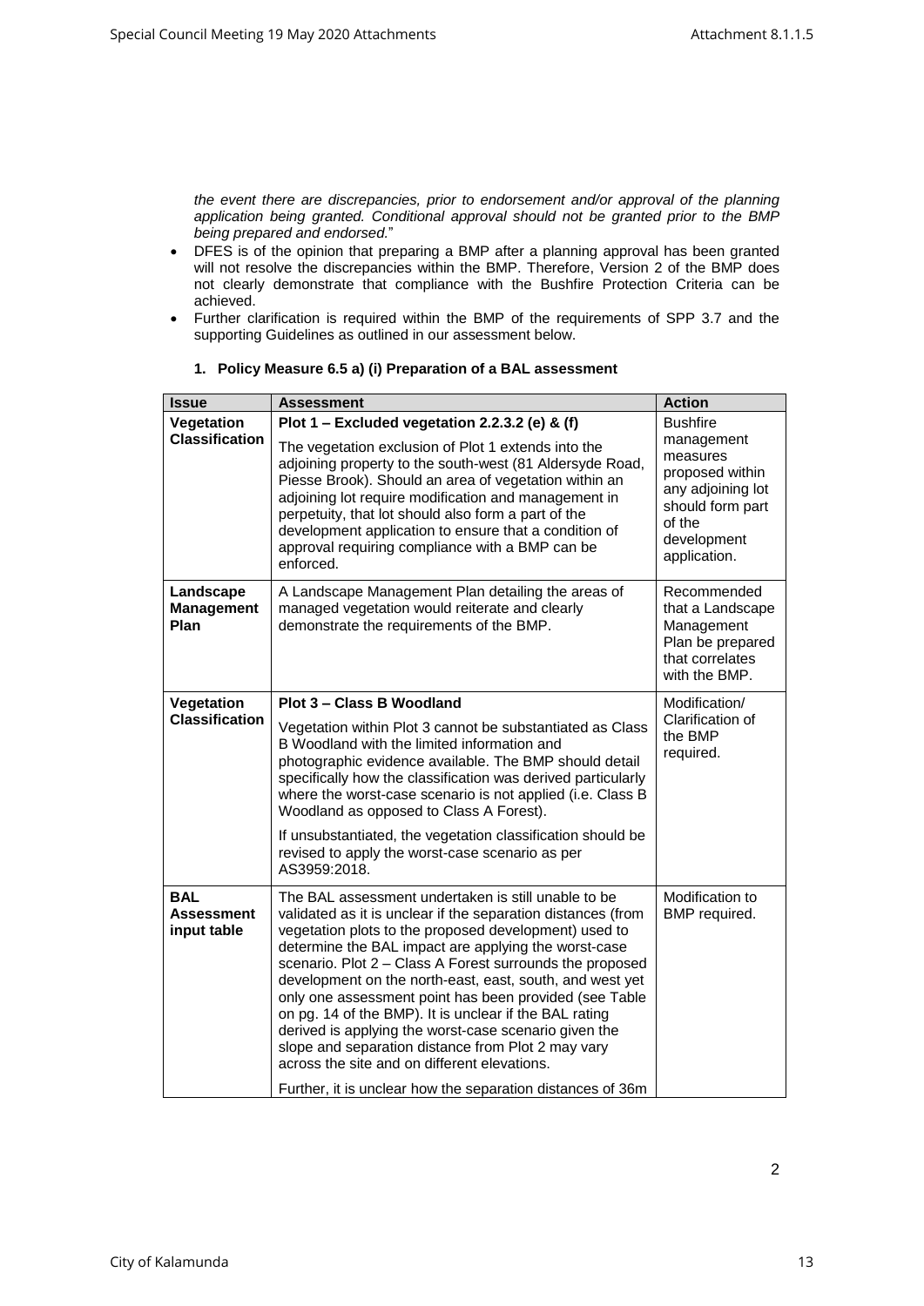*the event there are discrepancies, prior to endorsement and/or approval of the planning application being granted. Conditional approval should not be granted prior to the BMP being prepared and endorsed.*"

- DFES is of the opinion that preparing a BMP after a planning approval has been granted will not resolve the discrepancies within the BMP. Therefore, Version 2 of the BMP does not clearly demonstrate that compliance with the Bushfire Protection Criteria can be achieved.
- Further clarification is required within the BMP of the requirements of SPP 3.7 and the supporting Guidelines as outlined in our assessment below.

**1. Policy Measure 6.5 a) (i) Preparation of a BAL assessment**

| Issue | Assessment | Action |
|---|---|---|
| **Vegetation Classification** | **Plot 1 – Excluded vegetation 2.2.3.2 (e) & (f)**<br><br>The vegetation exclusion of Plot 1 extends into the adjoining property to the south-west (81 Aldersyde Road, Piesse Brook). Should an area of vegetation within an adjoining lot require modification and management in perpetuity, that lot should also form a part of the development application to ensure that a condition of approval requiring compliance with a BMP can be enforced. | Bushfire management measures proposed within any adjoining lot should form part of the development application. |
| **Landscape Management Plan** | A Landscape Management Plan detailing the areas of managed vegetation would reiterate and clearly demonstrate the requirements of the BMP. | Recommended that a Landscape Management Plan be prepared that correlates with the BMP. |
| **Vegetation Classification** | **Plot 3 – Class B Woodland**<br><br>Vegetation within Plot 3 cannot be substantiated as Class B Woodland with the limited information and photographic evidence available. The BMP should detail specifically how the classification was derived particularly where the worst-case scenario is not applied (i.e. Class B Woodland as opposed to Class A Forest).<br><br>If unsubstantiated, the vegetation classification should be revised to apply the worst-case scenario as per AS3959:2018. | Modification/ Clarification of the BMP required. |
| **BAL Assessment input table** | The BAL assessment undertaken is still unable to be validated as it is unclear if the separation distances (from vegetation plots to the proposed development) used to determine the BAL impact are applying the worst-case scenario. Plot 2 – Class A Forest surrounds the proposed development on the north-east, east, south, and west yet only one assessment point has been provided (see Table on pg. 14 of the BMP). It is unclear if the BAL rating derived is applying the worst-case scenario given the slope and separation distance from Plot 2 may vary across the site and on different elevations.<br><br>Further, it is unclear how the separation distances of 36m | Modification to BMP required. |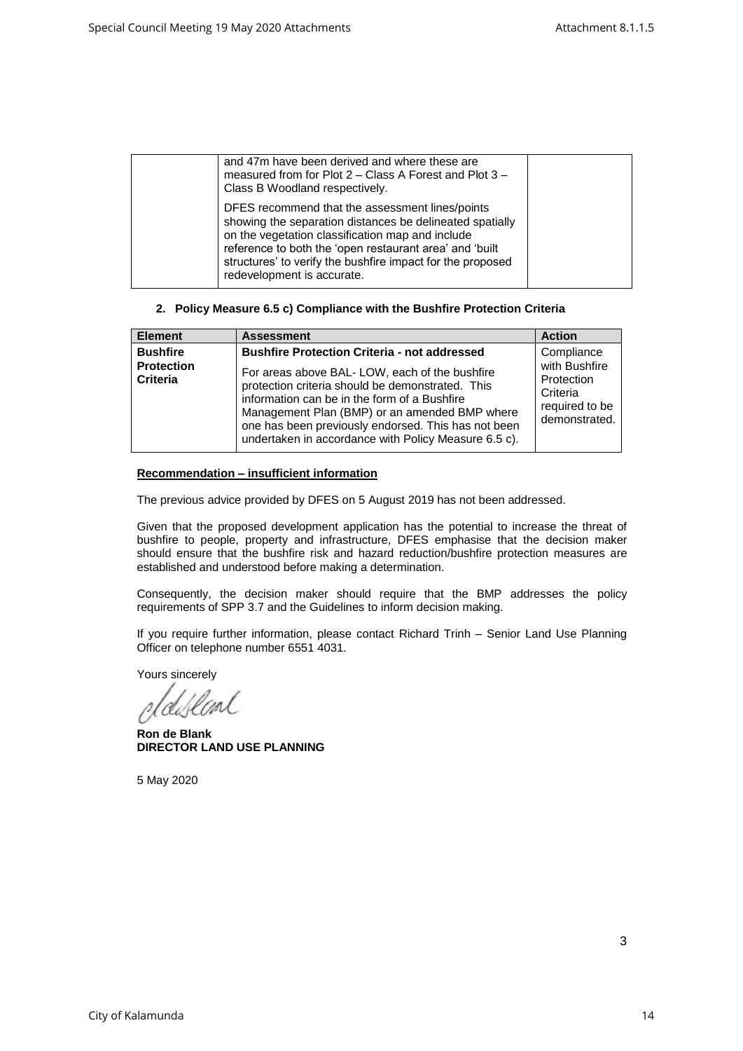| | | |
|---|---|---|
| | and 47m have been derived and where these are measured from for Plot 2 – Class A Forest and Plot 3 – Class B Woodland respectively.<br><br>DFES recommend that the assessment lines/points showing the separation distances be delineated spatially on the vegetation classification map and include reference to both the 'open restaurant area' and 'built structures' to verify the bushfire impact for the proposed redevelopment is accurate. | |

**2. Policy Measure 6.5 c) Compliance with the Bushfire Protection Criteria**

| Element | Assessment | Action |
|---|---|---|
| **Bushfire Protection Criteria** | **Bushfire Protection Criteria - not addressed**<br><br>For areas above BAL- LOW, each of the bushfire protection criteria should be demonstrated. This information can be in the form of a Bushfire Management Plan (BMP) or an amended BMP where one has been previously endorsed. This has not been undertaken in accordance with Policy Measure 6.5 c). | Compliance with Bushfire Protection Criteria required to be demonstrated. |

**Recommendation – insufficient information**

The previous advice provided by DFES on 5 August 2019 has not been addressed.

Given that the proposed development application has the potential to increase the threat of bushfire to people, property and infrastructure, DFES emphasise that the decision maker should ensure that the bushfire risk and hazard reduction/bushfire protection measures are established and understood before making a determination.

Consequently, the decision maker should require that the BMP addresses the policy requirements of SPP 3.7 and the Guidelines to inform decision making.

If you require further information, please contact Richard Trinh – Senior Land Use Planning Officer on telephone number 6551 4031.

Yours sincerely

**Ron de Blank**
**DIRECTOR LAND USE PLANNING**

5 May 2020